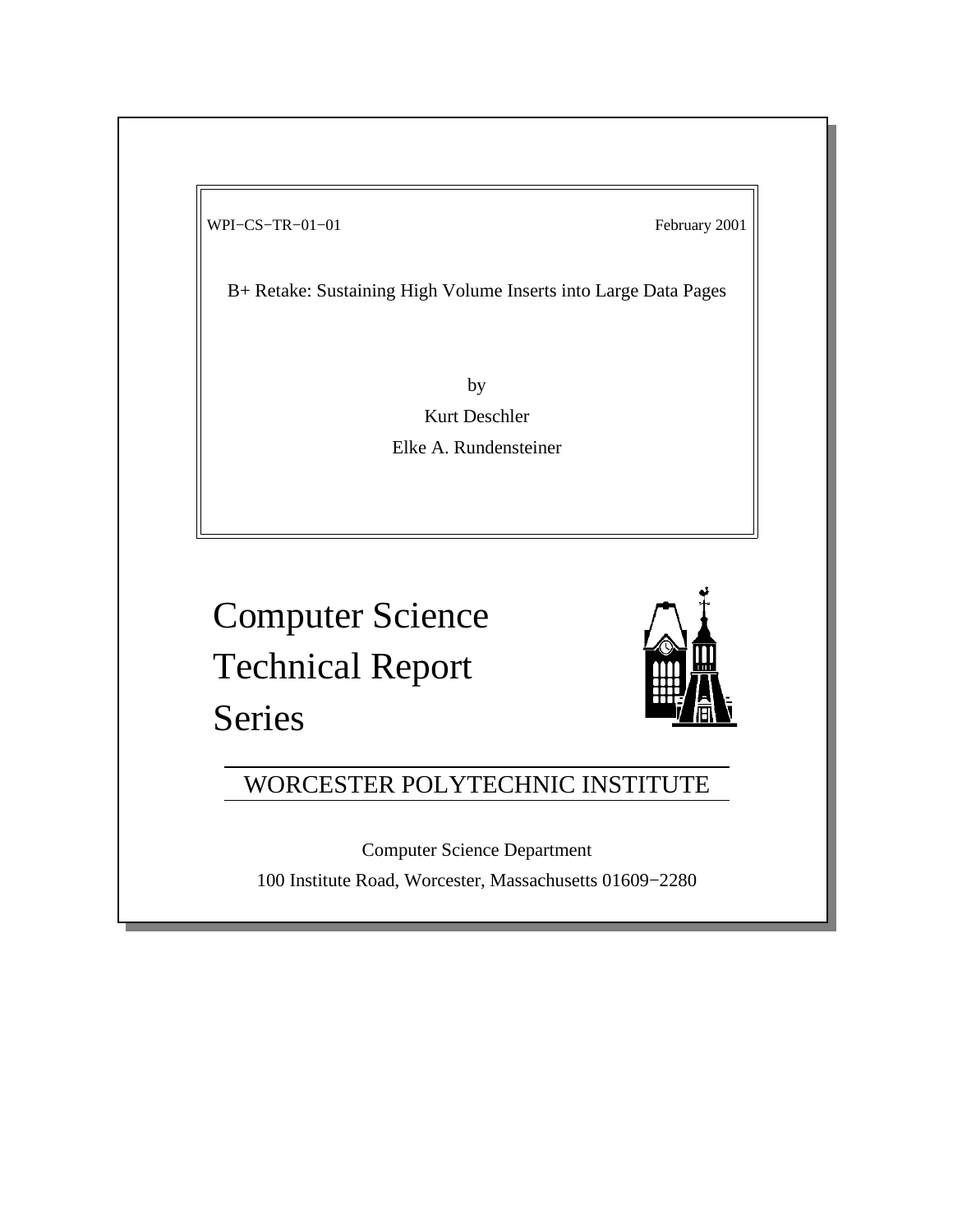WPI−CS−TR−01−01 February 2001

B+ Retake: Sustaining High Volume Inserts into Large Data Pages

by

Kurt Deschler

Elke A. Rundensteiner

# Computer Science Technical Report Series

## WORCESTER POLYTECHNIC INSTITUTE

Computer Science Department

100 Institute Road, Worcester, Massachusetts 01609−2280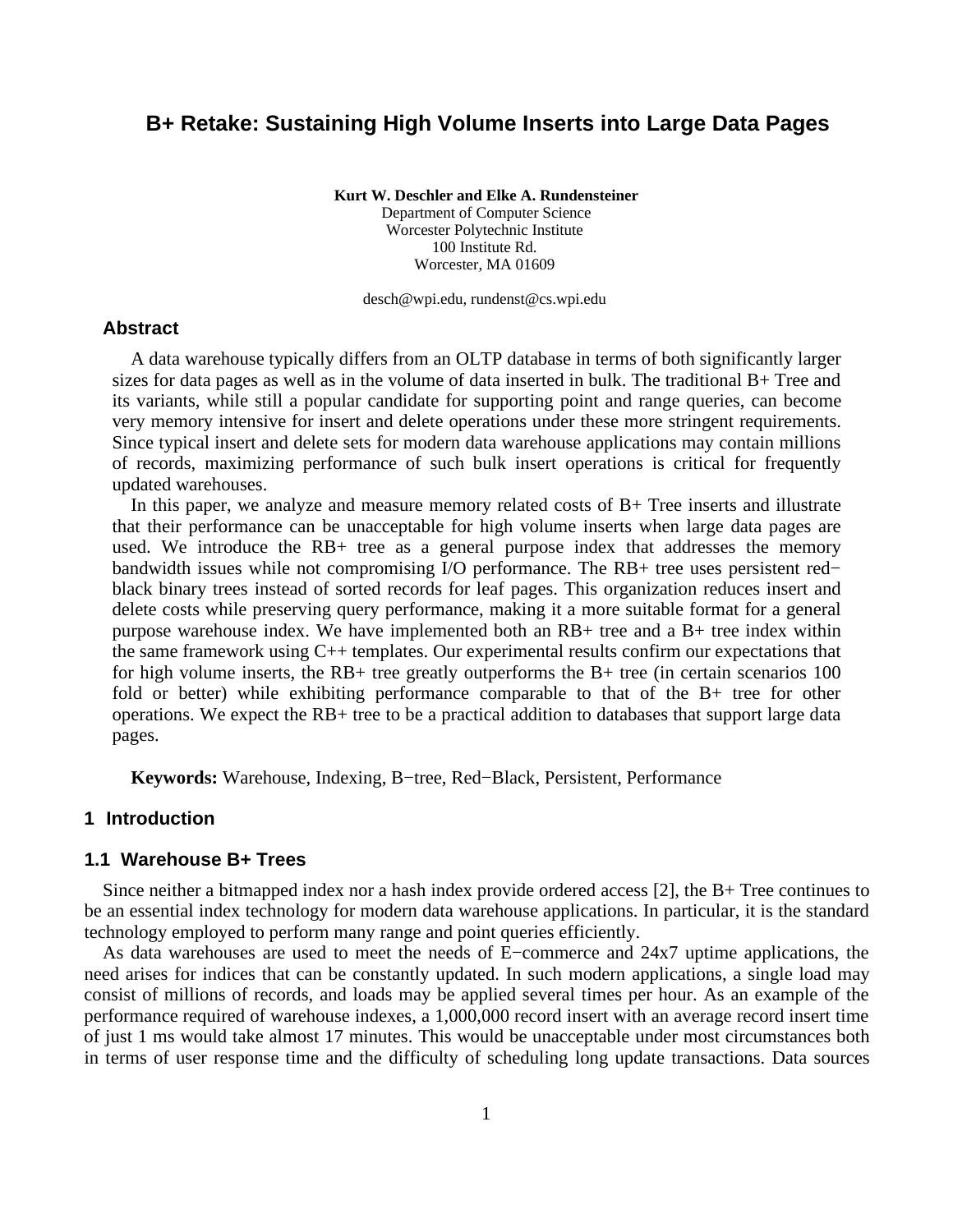# B+ Retake: Sustaining High Volume Inserts into Large Data Pages

**Kurt W. Deschler and Elke A. Rundensteiner**
Department of Computer Science
Worcester Polytechnic Institute
100 Institute Rd.
Worcester, MA 01609

desch@wpi.edu, rundenst@cs.wpi.edu

## Abstract

A data warehouse typically differs from an OLTP database in terms of both significantly larger sizes for data pages as well as in the volume of data inserted in bulk. The traditional B+ Tree and its variants, while still a popular candidate for supporting point and range queries, can become very memory intensive for insert and delete operations under these more stringent requirements. Since typical insert and delete sets for modern data warehouse applications may contain millions of records, maximizing performance of such bulk insert operations is critical for frequently updated warehouses.

In this paper, we analyze and measure memory related costs of B+ Tree inserts and illustrate that their performance can be unacceptable for high volume inserts when large data pages are used. We introduce the RB+ tree as a general purpose index that addresses the memory bandwidth issues while not compromising I/O performance. The RB+ tree uses persistent red−black binary trees instead of sorted records for leaf pages. This organization reduces insert and delete costs while preserving query performance, making it a more suitable format for a general purpose warehouse index. We have implemented both an RB+ tree and a B+ tree index within the same framework using C++ templates. Our experimental results confirm our expectations that for high volume inserts, the RB+ tree greatly outperforms the B+ tree (in certain scenarios 100 fold or better) while exhibiting performance comparable to that of the B+ tree for other operations. We expect the RB+ tree to be a practical addition to databases that support large data pages.

**Keywords:** Warehouse, Indexing, B−tree, Red−Black, Persistent, Performance

# 1 Introduction

## 1.1 Warehouse B+ Trees

Since neither a bitmapped index nor a hash index provide ordered access [2], the B+ Tree continues to be an essential index technology for modern data warehouse applications. In particular, it is the standard technology employed to perform many range and point queries efficiently.

As data warehouses are used to meet the needs of E−commerce and 24x7 uptime applications, the need arises for indices that can be constantly updated. In such modern applications, a single load may consist of millions of records, and loads may be applied several times per hour. As an example of the performance required of warehouse indexes, a 1,000,000 record insert with an average record insert time of just 1 ms would take almost 17 minutes. This would be unacceptable under most circumstances both in terms of user response time and the difficulty of scheduling long update transactions. Data sources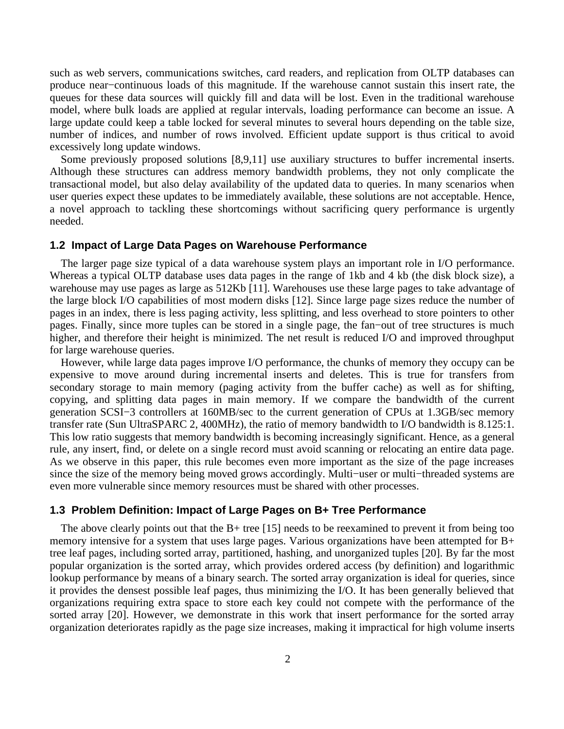such as web servers, communications switches, card readers, and replication from OLTP databases can produce near−continuous loads of this magnitude. If the warehouse cannot sustain this insert rate, the queues for these data sources will quickly fill and data will be lost. Even in the traditional warehouse model, where bulk loads are applied at regular intervals, loading performance can become an issue. A large update could keep a table locked for several minutes to several hours depending on the table size, number of indices, and number of rows involved. Efficient update support is thus critical to avoid excessively long update windows.

Some previously proposed solutions [8,9,11] use auxiliary structures to buffer incremental inserts. Although these structures can address memory bandwidth problems, they not only complicate the transactional model, but also delay availability of the updated data to queries. In many scenarios when user queries expect these updates to be immediately available, these solutions are not acceptable. Hence, a novel approach to tackling these shortcomings without sacrificing query performance is urgently needed.

### 1.2 Impact of Large Data Pages on Warehouse Performance

The larger page size typical of a data warehouse system plays an important role in I/O performance. Whereas a typical OLTP database uses data pages in the range of 1kb and 4 kb (the disk block size), a warehouse may use pages as large as 512Kb [11]. Warehouses use these large pages to take advantage of the large block I/O capabilities of most modern disks [12]. Since large page sizes reduce the number of pages in an index, there is less paging activity, less splitting, and less overhead to store pointers to other pages. Finally, since more tuples can be stored in a single page, the fan−out of tree structures is much higher, and therefore their height is minimized. The net result is reduced I/O and improved throughput for large warehouse queries.

However, while large data pages improve I/O performance, the chunks of memory they occupy can be expensive to move around during incremental inserts and deletes. This is true for transfers from secondary storage to main memory (paging activity from the buffer cache) as well as for shifting, copying, and splitting data pages in main memory. If we compare the bandwidth of the current generation SCSI−3 controllers at 160MB/sec to the current generation of CPUs at 1.3GB/sec memory transfer rate (Sun UltraSPARC 2, 400MHz), the ratio of memory bandwidth to I/O bandwidth is 8.125:1. This low ratio suggests that memory bandwidth is becoming increasingly significant. Hence, as a general rule, any insert, find, or delete on a single record must avoid scanning or relocating an entire data page. As we observe in this paper, this rule becomes even more important as the size of the page increases since the size of the memory being moved grows accordingly. Multi−user or multi−threaded systems are even more vulnerable since memory resources must be shared with other processes.

### 1.3 Problem Definition: Impact of Large Pages on B+ Tree Performance

The above clearly points out that the B+ tree [15] needs to be reexamined to prevent it from being too memory intensive for a system that uses large pages. Various organizations have been attempted for B+ tree leaf pages, including sorted array, partitioned, hashing, and unorganized tuples [20]. By far the most popular organization is the sorted array, which provides ordered access (by definition) and logarithmic lookup performance by means of a binary search. The sorted array organization is ideal for queries, since it provides the densest possible leaf pages, thus minimizing the I/O. It has been generally believed that organizations requiring extra space to store each key could not compete with the performance of the sorted array [20]. However, we demonstrate in this work that insert performance for the sorted array organization deteriorates rapidly as the page size increases, making it impractical for high volume inserts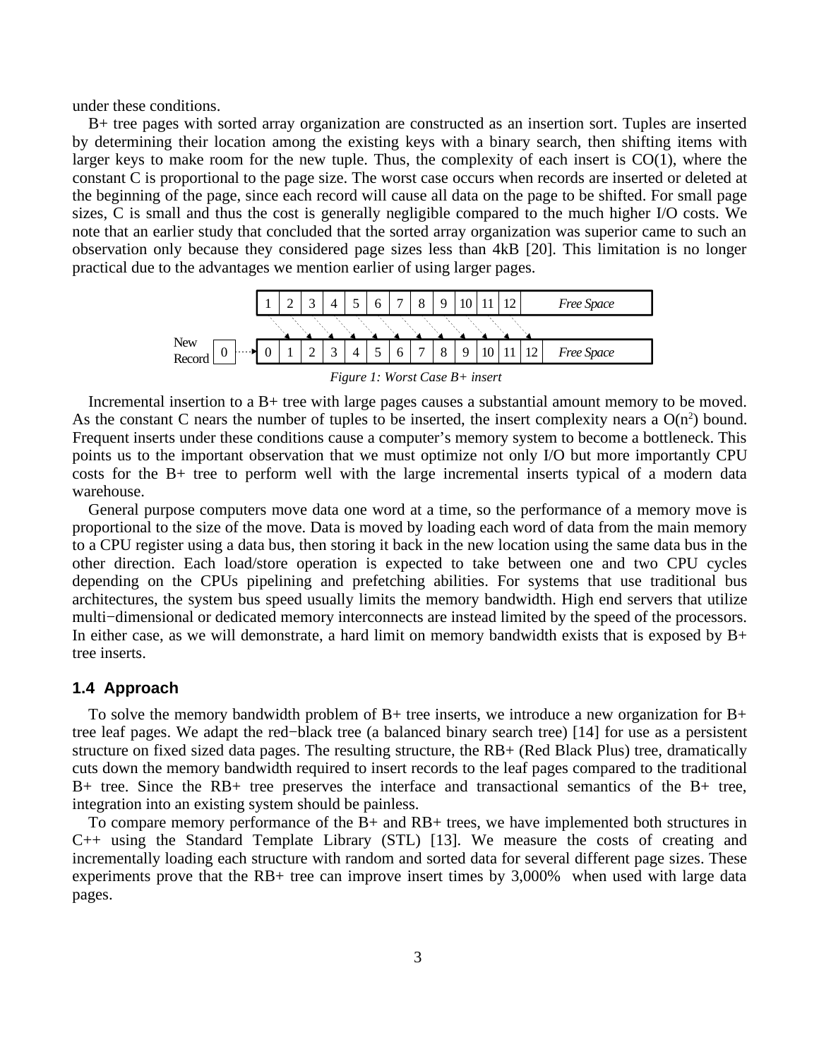under these conditions.

B+ tree pages with sorted array organization are constructed as an insertion sort. Tuples are inserted by determining their location among the existing keys with a binary search, then shifting items with larger keys to make room for the new tuple. Thus, the complexity of each insert is CO(1), where the constant C is proportional to the page size. The worst case occurs when records are inserted or deleted at the beginning of the page, since each record will cause all data on the page to be shifted. For small page sizes, C is small and thus the cost is generally negligible compared to the much higher I/O costs. We note that an earlier study that concluded that the sorted array organization was superior came to such an observation only because they considered page sizes less than 4kB [20]. This limitation is no longer practical due to the advantages we mention earlier of using larger pages.

*Figure 1: Worst Case B+ insert*

Incremental insertion to a B+ tree with large pages causes a substantial amount memory to be moved. As the constant C nears the number of tuples to be inserted, the insert complexity nears a $O(n^2)$ bound. Frequent inserts under these conditions cause a computer's memory system to become a bottleneck. This points us to the important observation that we must optimize not only I/O but more importantly CPU costs for the B+ tree to perform well with the large incremental inserts typical of a modern data warehouse.

General purpose computers move data one word at a time, so the performance of a memory move is proportional to the size of the move. Data is moved by loading each word of data from the main memory to a CPU register using a data bus, then storing it back in the new location using the same data bus in the other direction. Each load/store operation is expected to take between one and two CPU cycles depending on the CPUs pipelining and prefetching abilities. For systems that use traditional bus architectures, the system bus speed usually limits the memory bandwidth. High end servers that utilize multi−dimensional or dedicated memory interconnects are instead limited by the speed of the processors. In either case, as we will demonstrate, a hard limit on memory bandwidth exists that is exposed by B+ tree inserts.

### 1.4 Approach

To solve the memory bandwidth problem of B+ tree inserts, we introduce a new organization for B+ tree leaf pages. We adapt the red−black tree (a balanced binary search tree) [14] for use as a persistent structure on fixed sized data pages. The resulting structure, the RB+ (Red Black Plus) tree, dramatically cuts down the memory bandwidth required to insert records to the leaf pages compared to the traditional B+ tree. Since the RB+ tree preserves the interface and transactional semantics of the B+ tree, integration into an existing system should be painless.

To compare memory performance of the B+ and RB+ trees, we have implemented both structures in C++ using the Standard Template Library (STL) [13]. We measure the costs of creating and incrementally loading each structure with random and sorted data for several different page sizes. These experiments prove that the RB+ tree can improve insert times by 3,000% when used with large data pages.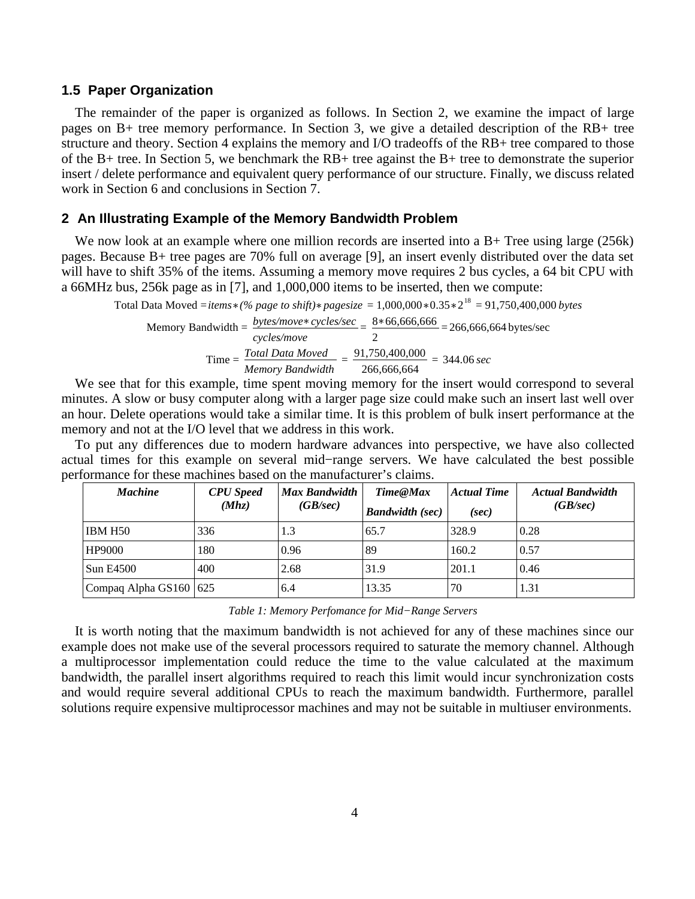### 1.5 Paper Organization

The remainder of the paper is organized as follows. In Section 2, we examine the impact of large pages on B+ tree memory performance. In Section 3, we give a detailed description of the RB+ tree structure and theory. Section 4 explains the memory and I/O tradeoffs of the RB+ tree compared to those of the B+ tree. In Section 5, we benchmark the RB+ tree against the B+ tree to demonstrate the superior insert / delete performance and equivalent query performance of our structure. Finally, we discuss related work in Section 6 and conclusions in Section 7.

## 2 An Illustrating Example of the Memory Bandwidth Problem

We now look at an example where one million records are inserted into a B+ Tree using large (256k) pages. Because B+ tree pages are 70% full on average [9], an insert evenly distributed over the data set will have to shift 35% of the items. Assuming a memory move requires 2 bus cycles, a 64 bit CPU with a 66MHz bus, 256k page as in [7], and 1,000,000 items to be inserted, then we compute:

$$\text{Total Data Moved} = \textit{items} * \textit{(\% page to shift)} * \textit{pagesize} = 1{,}000{,}000 * 0.35 * 2^{18} = 91{,}750{,}400{,}000 \textit{ bytes}$$

$$\text{Memory Bandwidth} = \frac{\textit{bytes/move} * \textit{cycles/sec}}{\textit{cycles/move}} = \frac{8 * 66{,}666{,}666}{2} = 266{,}666{,}664 \text{ bytes/sec}$$

$$\text{Time} = \frac{\textit{Total Data Moved}}{\textit{Memory Bandwidth}} = \frac{91{,}750{,}400{,}000}{266{,}666{,}664} = 344.06 \textit{ sec}$$

We see that for this example, time spent moving memory for the insert would correspond to several minutes. A slow or busy computer along with a larger page size could make such an insert last well over an hour. Delete operations would take a similar time. It is this problem of bulk insert performance at the memory and not at the I/O level that we address in this work.

To put any differences due to modern hardware advances into perspective, we have also collected actual times for this example on several mid−range servers. We have calculated the best possible performance for these machines based on the manufacturer's claims.

| *Machine* | *CPU Speed (Mhz)* | *Max Bandwidth (GB/sec)* | *Time@Max Bandwidth (sec)* | *Actual Time (sec)* | *Actual Bandwidth (GB/sec)* |
|---|---|---|---|---|---|
| IBM H50 | 336 | 1.3 | 65.7 | 328.9 | 0.28 |
| HP9000 | 180 | 0.96 | 89 | 160.2 | 0.57 |
| Sun E4500 | 400 | 2.68 | 31.9 | 201.1 | 0.46 |
| Compaq Alpha GS160 | 625 | 6.4 | 13.35 | 70 | 1.31 |

*Table 1: Memory Perfomance for Mid−Range Servers*

It is worth noting that the maximum bandwidth is not achieved for any of these machines since our example does not make use of the several processors required to saturate the memory channel. Although a multiprocessor implementation could reduce the time to the value calculated at the maximum bandwidth, the parallel insert algorithms required to reach this limit would incur synchronization costs and would require several additional CPUs to reach the maximum bandwidth. Furthermore, parallel solutions require expensive multiprocessor machines and may not be suitable in multiuser environments.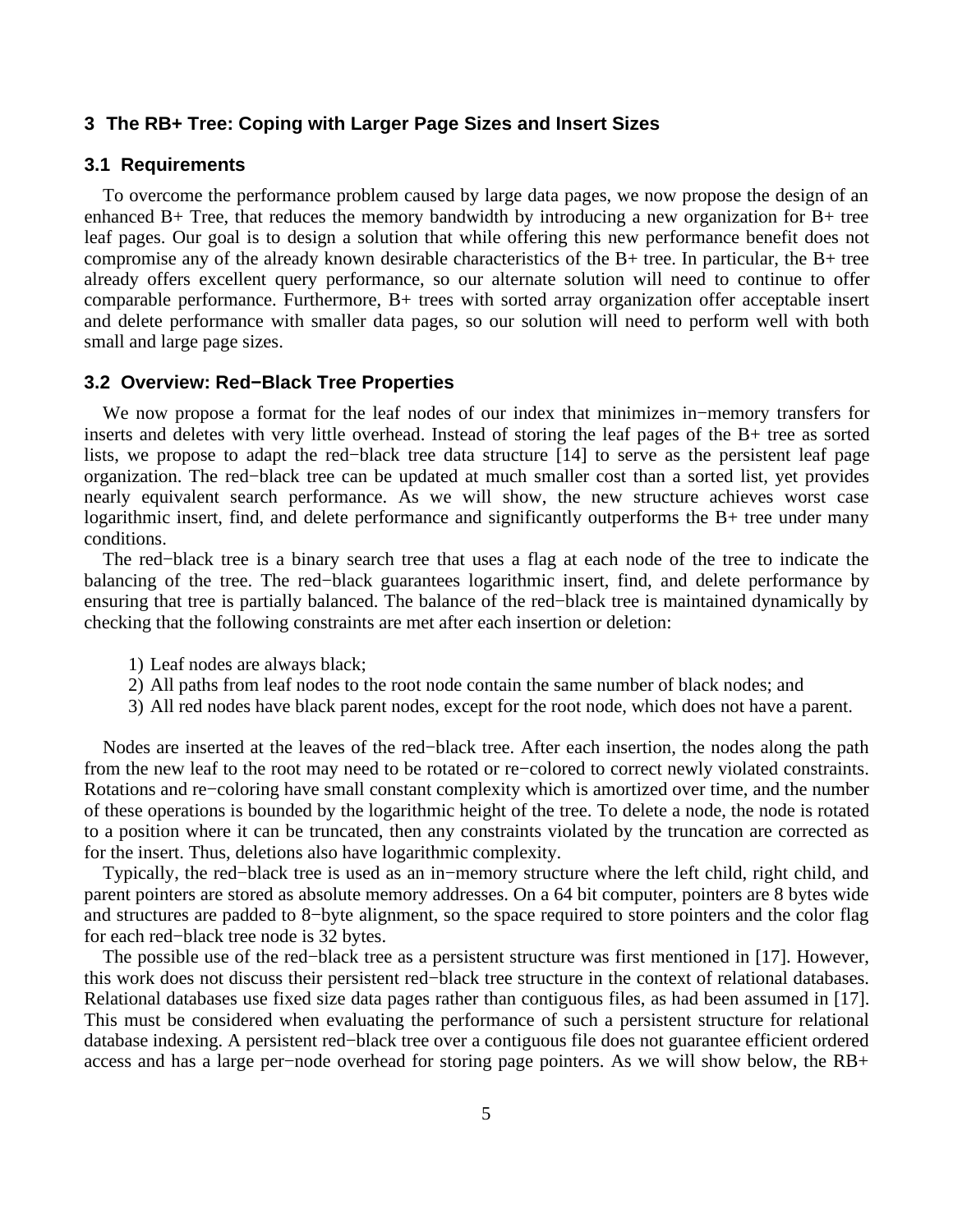## 3 The RB+ Tree: Coping with Larger Page Sizes and Insert Sizes

### 3.1 Requirements

To overcome the performance problem caused by large data pages, we now propose the design of an enhanced B+ Tree, that reduces the memory bandwidth by introducing a new organization for B+ tree leaf pages. Our goal is to design a solution that while offering this new performance benefit does not compromise any of the already known desirable characteristics of the B+ tree. In particular, the B+ tree already offers excellent query performance, so our alternate solution will need to continue to offer comparable performance. Furthermore, B+ trees with sorted array organization offer acceptable insert and delete performance with smaller data pages, so our solution will need to perform well with both small and large page sizes.

### 3.2 Overview: Red−Black Tree Properties

We now propose a format for the leaf nodes of our index that minimizes in−memory transfers for inserts and deletes with very little overhead. Instead of storing the leaf pages of the B+ tree as sorted lists, we propose to adapt the red−black tree data structure [14] to serve as the persistent leaf page organization. The red−black tree can be updated at much smaller cost than a sorted list, yet provides nearly equivalent search performance. As we will show, the new structure achieves worst case logarithmic insert, find, and delete performance and significantly outperforms the B+ tree under many conditions.

The red−black tree is a binary search tree that uses a flag at each node of the tree to indicate the balancing of the tree. The red−black guarantees logarithmic insert, find, and delete performance by ensuring that tree is partially balanced. The balance of the red−black tree is maintained dynamically by checking that the following constraints are met after each insertion or deletion:

1) Leaf nodes are always black;
2) All paths from leaf nodes to the root node contain the same number of black nodes; and
3) All red nodes have black parent nodes, except for the root node, which does not have a parent.

Nodes are inserted at the leaves of the red−black tree. After each insertion, the nodes along the path from the new leaf to the root may need to be rotated or re−colored to correct newly violated constraints. Rotations and re−coloring have small constant complexity which is amortized over time, and the number of these operations is bounded by the logarithmic height of the tree. To delete a node, the node is rotated to a position where it can be truncated, then any constraints violated by the truncation are corrected as for the insert. Thus, deletions also have logarithmic complexity.

Typically, the red−black tree is used as an in−memory structure where the left child, right child, and parent pointers are stored as absolute memory addresses. On a 64 bit computer, pointers are 8 bytes wide and structures are padded to 8−byte alignment, so the space required to store pointers and the color flag for each red−black tree node is 32 bytes.

The possible use of the red−black tree as a persistent structure was first mentioned in [17]. However, this work does not discuss their persistent red−black tree structure in the context of relational databases. Relational databases use fixed size data pages rather than contiguous files, as had been assumed in [17]. This must be considered when evaluating the performance of such a persistent structure for relational database indexing. A persistent red−black tree over a contiguous file does not guarantee efficient ordered access and has a large per−node overhead for storing page pointers. As we will show below, the RB+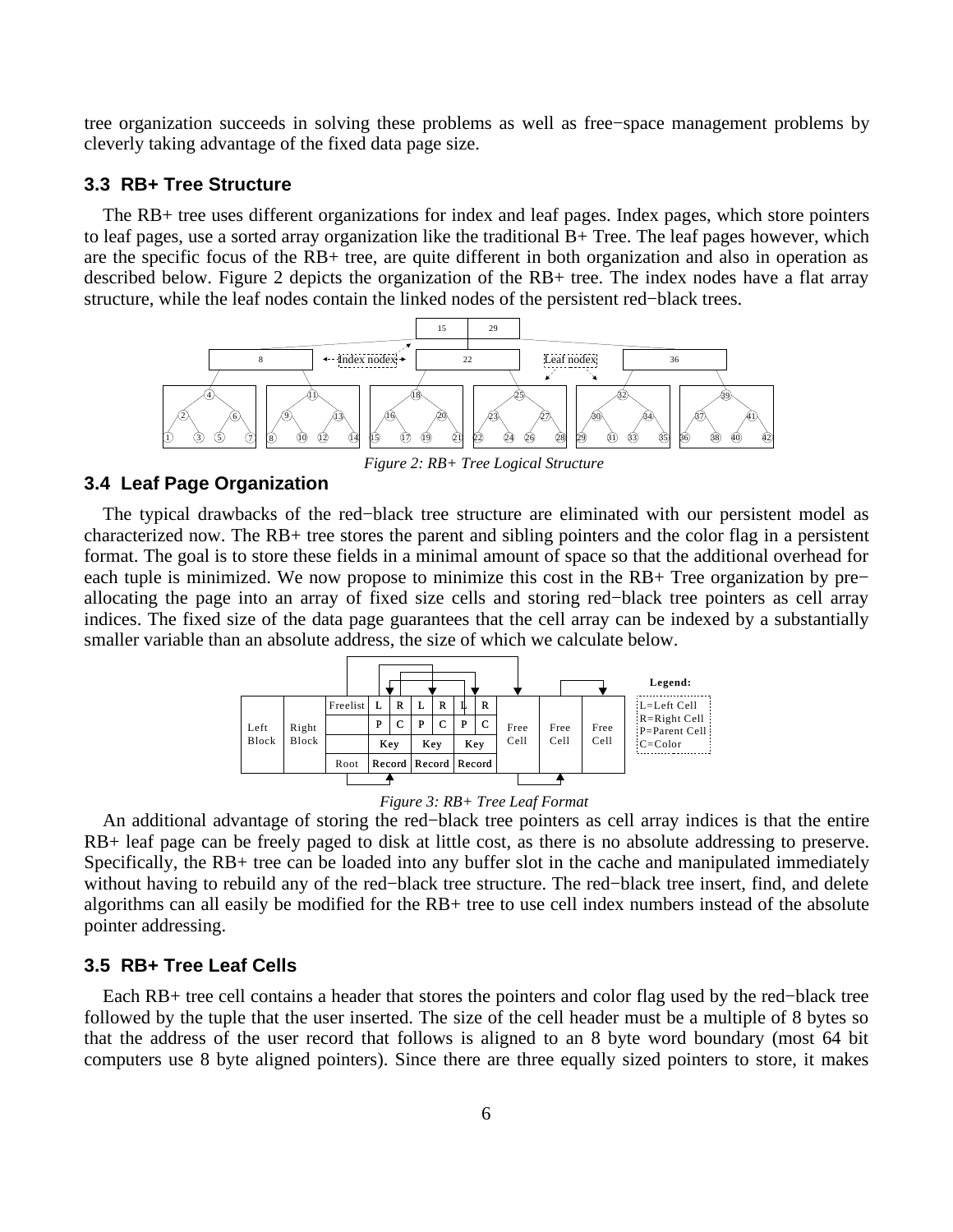tree organization succeeds in solving these problems as well as free−space management problems by cleverly taking advantage of the fixed data page size.

### 3.3 RB+ Tree Structure

The RB+ tree uses different organizations for index and leaf pages. Index pages, which store pointers to leaf pages, use a sorted array organization like the traditional B+ Tree. The leaf pages however, which are the specific focus of the RB+ tree, are quite different in both organization and also in operation as described below. Figure 2 depicts the organization of the RB+ tree. The index nodes have a flat array structure, while the leaf nodes contain the linked nodes of the persistent red−black trees.

*Figure 2: RB+ Tree Logical Structure*

### 3.4 Leaf Page Organization

The typical drawbacks of the red−black tree structure are eliminated with our persistent model as characterized now. The RB+ tree stores the parent and sibling pointers and the color flag in a persistent format. The goal is to store these fields in a minimal amount of space so that the additional overhead for each tuple is minimized. We now propose to minimize this cost in the RB+ Tree organization by pre−allocating the page into an array of fixed size cells and storing red−black tree pointers as cell array indices. The fixed size of the data page guarantees that the cell array can be indexed by a substantially smaller variable than an absolute address, the size of which we calculate below.

*Figure 3: RB+ Tree Leaf Format*

An additional advantage of storing the red−black tree pointers as cell array indices is that the entire RB+ leaf page can be freely paged to disk at little cost, as there is no absolute addressing to preserve. Specifically, the RB+ tree can be loaded into any buffer slot in the cache and manipulated immediately without having to rebuild any of the red−black tree structure. The red−black tree insert, find, and delete algorithms can all easily be modified for the RB+ tree to use cell index numbers instead of the absolute pointer addressing.

### 3.5 RB+ Tree Leaf Cells

Each RB+ tree cell contains a header that stores the pointers and color flag used by the red−black tree followed by the tuple that the user inserted. The size of the cell header must be a multiple of 8 bytes so that the address of the user record that follows is aligned to an 8 byte word boundary (most 64 bit computers use 8 byte aligned pointers). Since there are three equally sized pointers to store, it makes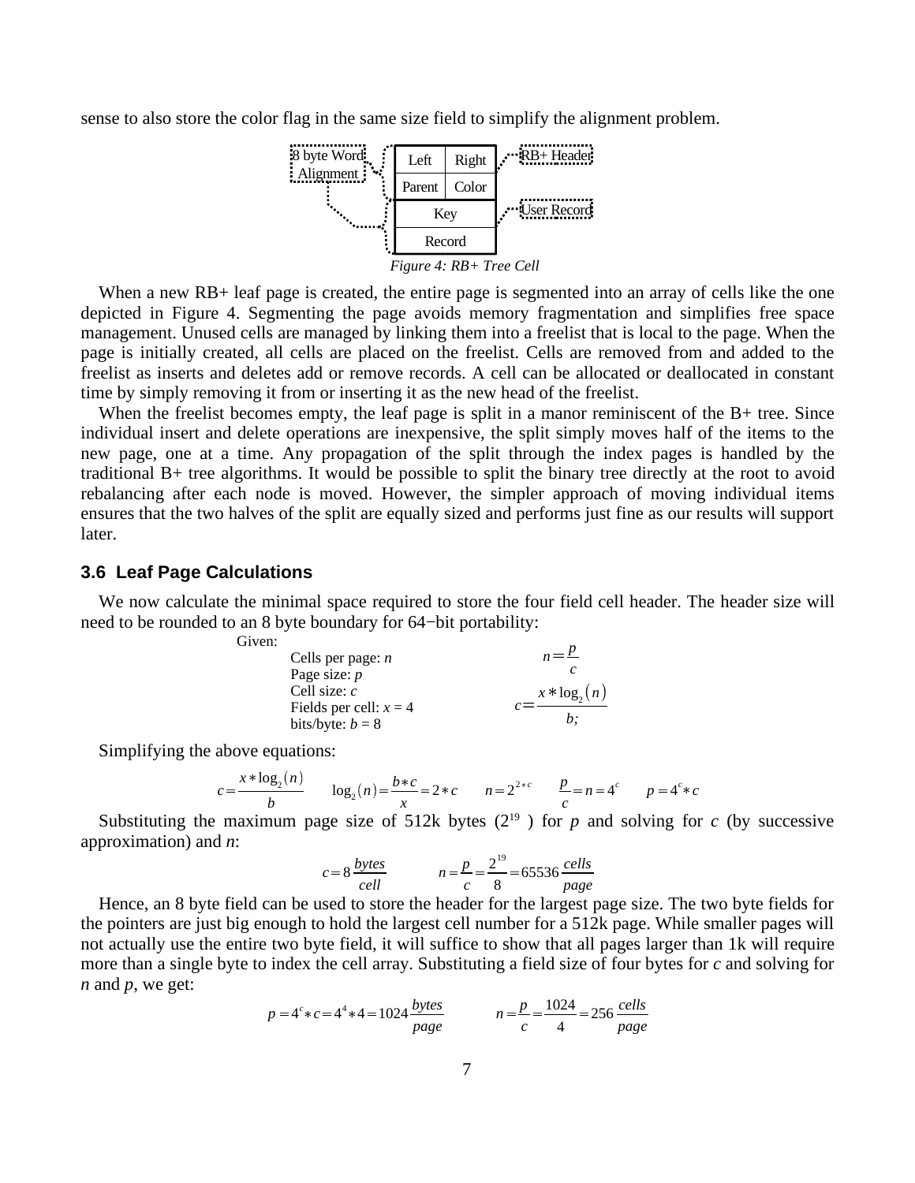sense to also store the color flag in the same size field to simplify the alignment problem.

| Left | Right |
|---|---|
| Parent | Color |
| Key | |
| Record | |

8 byte Word Alignment — RB+ Header — User Record

*Figure 4: RB+ Tree Cell*

When a new RB+ leaf page is created, the entire page is segmented into an array of cells like the one depicted in Figure 4. Segmenting the page avoids memory fragmentation and simplifies free space management. Unused cells are managed by linking them into a freelist that is local to the page. When the page is initially created, all cells are placed on the freelist. Cells are removed from and added to the freelist as inserts and deletes add or remove records. A cell can be allocated or deallocated in constant time by simply removing it from or inserting it as the new head of the freelist.

When the freelist becomes empty, the leaf page is split in a manor reminiscent of the B+ tree. Since individual insert and delete operations are inexpensive, the split simply moves half of the items to the new page, one at a time. Any propagation of the split through the index pages is handled by the traditional B+ tree algorithms. It would be possible to split the binary tree directly at the root to avoid rebalancing after each node is moved. However, the simpler approach of moving individual items ensures that the two halves of the split are equally sized and performs just fine as our results will support later.

### 3.6 Leaf Page Calculations

We now calculate the minimal space required to store the four field cell header. The header size will need to be rounded to an 8 byte boundary for 64−bit portability:

Given:

- Cells per page: $n$
- Page size: $p$
- Cell size: $c$
- Fields per cell: $x = 4$
- bits/byte: $b = 8$

$$n = \frac{p}{c} \qquad c = \frac{x * \log_2(n)}{b;}$$

Simplifying the above equations:

$$c = \frac{x * \log_2(n)}{b} \qquad \log_2(n) = \frac{b * c}{x} = 2 * c \qquad n = 2^{2*c} \qquad \frac{p}{c} = n = 4^c \qquad p = 4^c * c$$

Substituting the maximum page size of 512k bytes ($2^{19}$ ) for $p$ and solving for $c$ (by successive approximation) and $n$:

$$c = 8\,\frac{bytes}{cell} \qquad n = \frac{p}{c} = \frac{2^{19}}{8} = 65536\,\frac{cells}{page}$$

Hence, an 8 byte field can be used to store the header for the largest page size. The two byte fields for the pointers are just big enough to hold the largest cell number for a 512k page. While smaller pages will not actually use the entire two byte field, it will suffice to show that all pages larger than 1k will require more than a single byte to index the cell array. Substituting a field size of four bytes for $c$ and solving for $n$ and $p$, we get:

$$p = 4^c * c = 4^4 * 4 = 1024\,\frac{bytes}{page} \qquad n = \frac{p}{c} = \frac{1024}{4} = 256\,\frac{cells}{page}$$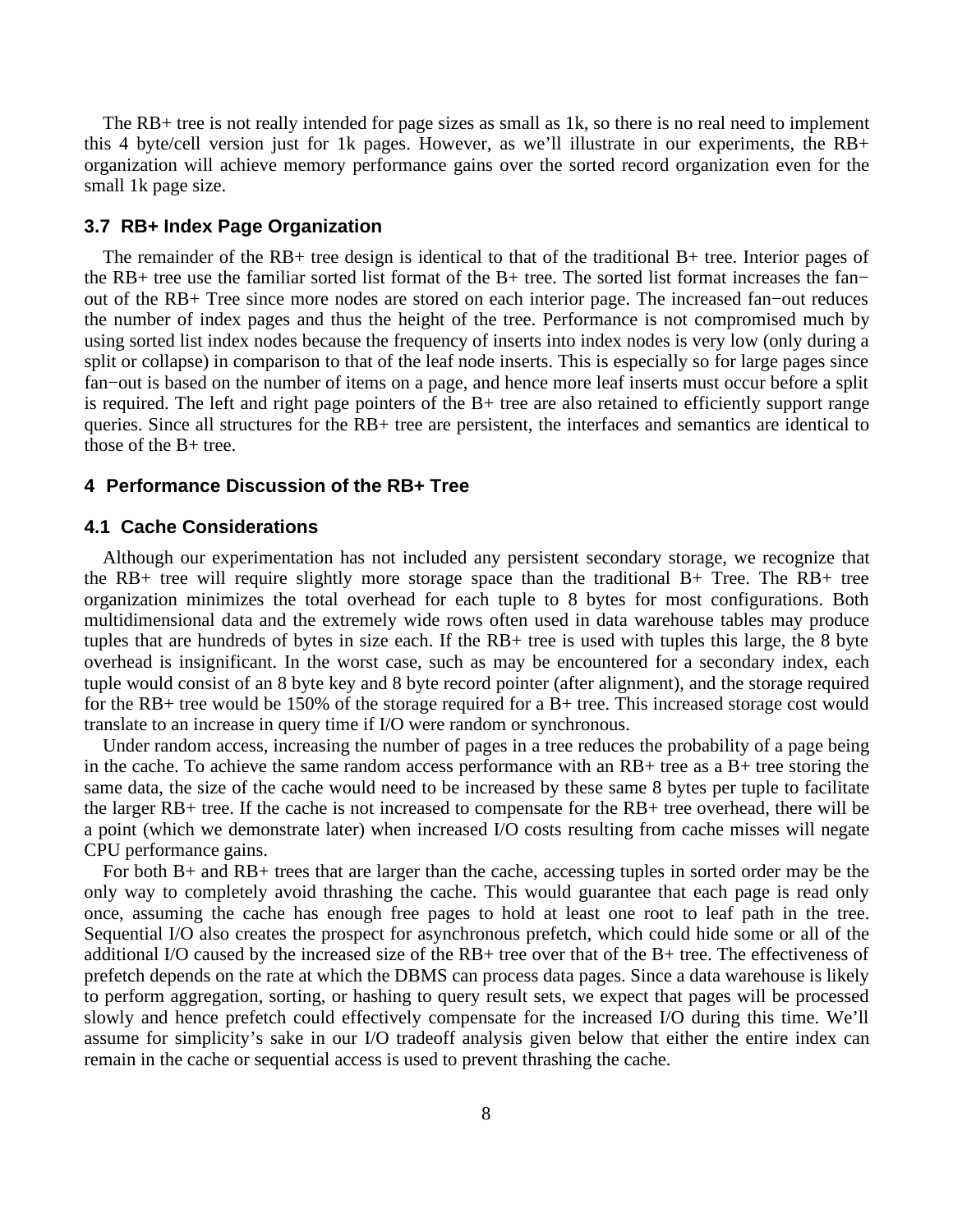The RB+ tree is not really intended for page sizes as small as 1k, so there is no real need to implement this 4 byte/cell version just for 1k pages. However, as we'll illustrate in our experiments, the RB+ organization will achieve memory performance gains over the sorted record organization even for the small 1k page size.

### 3.7 RB+ Index Page Organization

The remainder of the RB+ tree design is identical to that of the traditional B+ tree. Interior pages of the RB+ tree use the familiar sorted list format of the B+ tree. The sorted list format increases the fan−out of the RB+ Tree since more nodes are stored on each interior page. The increased fan−out reduces the number of index pages and thus the height of the tree. Performance is not compromised much by using sorted list index nodes because the frequency of inserts into index nodes is very low (only during a split or collapse) in comparison to that of the leaf node inserts. This is especially so for large pages since fan−out is based on the number of items on a page, and hence more leaf inserts must occur before a split is required. The left and right page pointers of the B+ tree are also retained to efficiently support range queries. Since all structures for the RB+ tree are persistent, the interfaces and semantics are identical to those of the B+ tree.

## 4 Performance Discussion of the RB+ Tree

### 4.1 Cache Considerations

Although our experimentation has not included any persistent secondary storage, we recognize that the RB+ tree will require slightly more storage space than the traditional B+ Tree. The RB+ tree organization minimizes the total overhead for each tuple to 8 bytes for most configurations. Both multidimensional data and the extremely wide rows often used in data warehouse tables may produce tuples that are hundreds of bytes in size each. If the RB+ tree is used with tuples this large, the 8 byte overhead is insignificant. In the worst case, such as may be encountered for a secondary index, each tuple would consist of an 8 byte key and 8 byte record pointer (after alignment), and the storage required for the RB+ tree would be 150% of the storage required for a B+ tree. This increased storage cost would translate to an increase in query time if I/O were random or synchronous.

Under random access, increasing the number of pages in a tree reduces the probability of a page being in the cache. To achieve the same random access performance with an RB+ tree as a B+ tree storing the same data, the size of the cache would need to be increased by these same 8 bytes per tuple to facilitate the larger RB+ tree. If the cache is not increased to compensate for the RB+ tree overhead, there will be a point (which we demonstrate later) when increased I/O costs resulting from cache misses will negate CPU performance gains.

For both B+ and RB+ trees that are larger than the cache, accessing tuples in sorted order may be the only way to completely avoid thrashing the cache. This would guarantee that each page is read only once, assuming the cache has enough free pages to hold at least one root to leaf path in the tree. Sequential I/O also creates the prospect for asynchronous prefetch, which could hide some or all of the additional I/O caused by the increased size of the RB+ tree over that of the B+ tree. The effectiveness of prefetch depends on the rate at which the DBMS can process data pages. Since a data warehouse is likely to perform aggregation, sorting, or hashing to query result sets, we expect that pages will be processed slowly and hence prefetch could effectively compensate for the increased I/O during this time. We'll assume for simplicity's sake in our I/O tradeoff analysis given below that either the entire index can remain in the cache or sequential access is used to prevent thrashing the cache.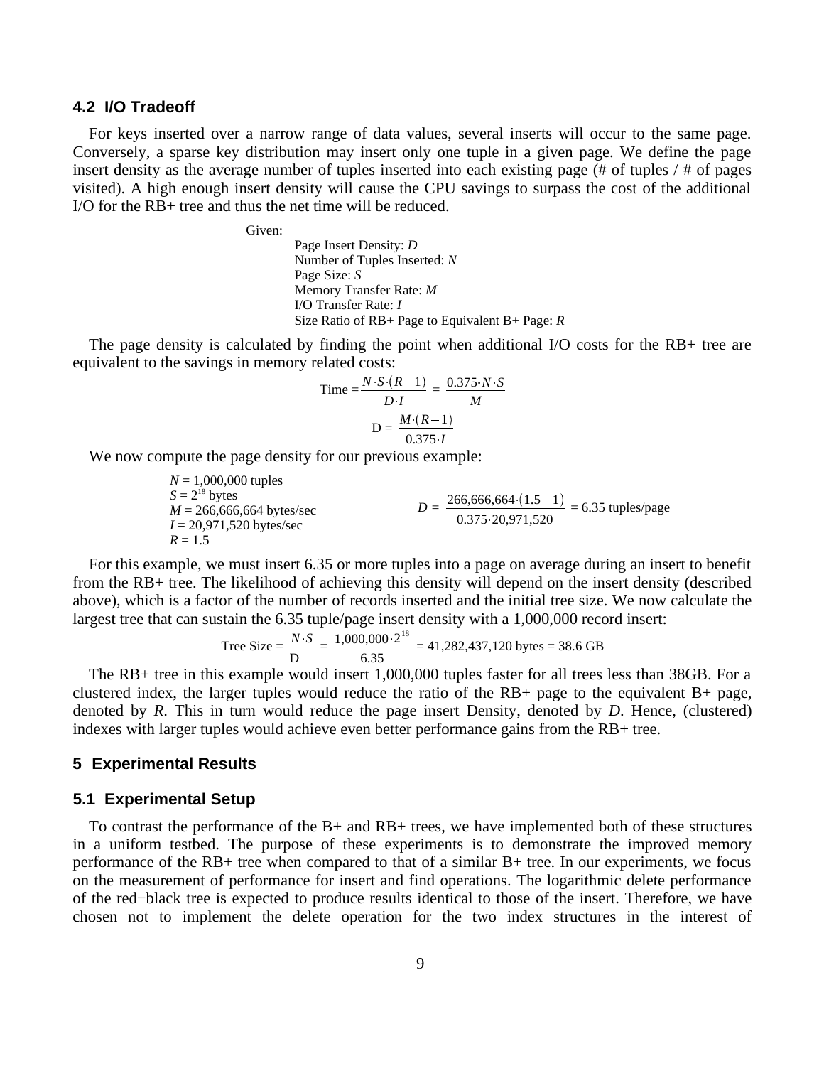### 4.2 I/O Tradeoff

For keys inserted over a narrow range of data values, several inserts will occur to the same page. Conversely, a sparse key distribution may insert only one tuple in a given page. We define the page insert density as the average number of tuples inserted into each existing page (# of tuples / # of pages visited). A high enough insert density will cause the CPU savings to surpass the cost of the additional I/O for the RB+ tree and thus the net time will be reduced.

Given:

- Page Insert Density: $D$
- Number of Tuples Inserted: $N$
- Page Size: $S$
- Memory Transfer Rate: $M$
- I/O Transfer Rate: $I$
- Size Ratio of RB+ Page to Equivalent B+ Page: $R$

The page density is calculated by finding the point when additional I/O costs for the RB+ tree are equivalent to the savings in memory related costs:

$$\text{Time} = \frac{N \cdot S \cdot (R-1)}{D \cdot I} = \frac{0.375 \cdot N \cdot S}{M}$$

$$D = \frac{M \cdot (R-1)}{0.375 \cdot I}$$

We now compute the page density for our previous example:

$N$ = 1,000,000 tuples
$S = 2^{18}$ bytes
$M$ = 266,666,664 bytes/sec
$I$ = 20,971,520 bytes/sec
$R$ = 1.5

$$D = \frac{266{,}666{,}664 \cdot (1.5-1)}{0.375 \cdot 20{,}971{,}520} = 6.35 \text{ tuples/page}$$

For this example, we must insert 6.35 or more tuples into a page on average during an insert to benefit from the RB+ tree. The likelihood of achieving this density will depend on the insert density (described above), which is a factor of the number of records inserted and the initial tree size. We now calculate the largest tree that can sustain the 6.35 tuple/page insert density with a 1,000,000 record insert:

$$\text{Tree Size} = \frac{N \cdot S}{\text{D}} = \frac{1{,}000{,}000 \cdot 2^{18}}{6.35} = 41{,}282{,}437{,}120 \text{ bytes} = 38.6 \text{ GB}$$

The RB+ tree in this example would insert 1,000,000 tuples faster for all trees less than 38GB. For a clustered index, the larger tuples would reduce the ratio of the RB+ page to the equivalent B+ page, denoted by $R$. This in turn would reduce the page insert Density, denoted by $D$. Hence, (clustered) indexes with larger tuples would achieve even better performance gains from the RB+ tree.

## 5 Experimental Results

### 5.1 Experimental Setup

To contrast the performance of the B+ and RB+ trees, we have implemented both of these structures in a uniform testbed. The purpose of these experiments is to demonstrate the improved memory performance of the RB+ tree when compared to that of a similar B+ tree. In our experiments, we focus on the measurement of performance for insert and find operations. The logarithmic delete performance of the red−black tree is expected to produce results identical to those of the insert. Therefore, we have chosen not to implement the delete operation for the two index structures in the interest of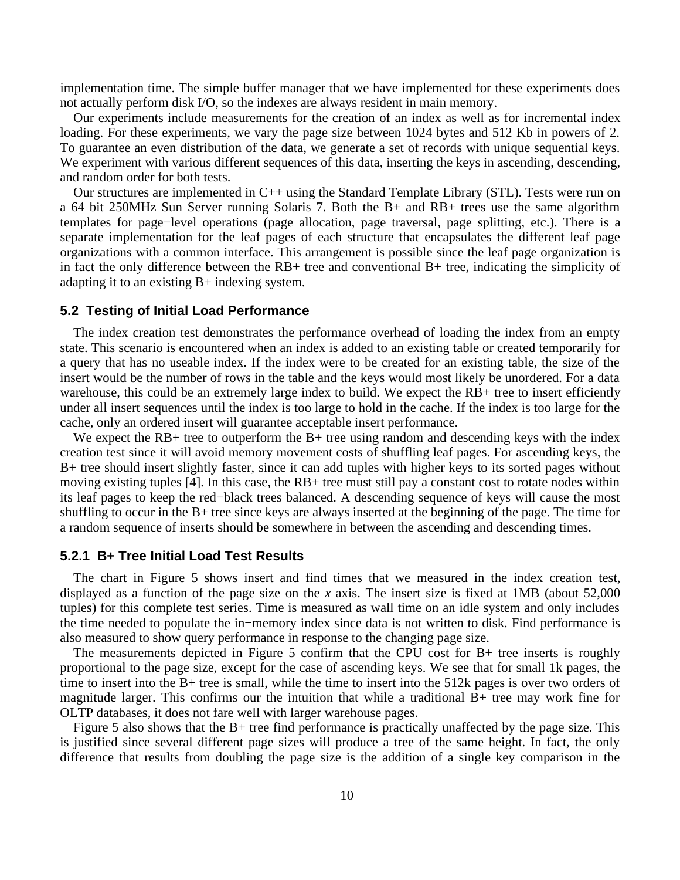implementation time. The simple buffer manager that we have implemented for these experiments does not actually perform disk I/O, so the indexes are always resident in main memory.

Our experiments include measurements for the creation of an index as well as for incremental index loading. For these experiments, we vary the page size between 1024 bytes and 512 Kb in powers of 2. To guarantee an even distribution of the data, we generate a set of records with unique sequential keys. We experiment with various different sequences of this data, inserting the keys in ascending, descending, and random order for both tests.

Our structures are implemented in C++ using the Standard Template Library (STL). Tests were run on a 64 bit 250MHz Sun Server running Solaris 7. Both the B+ and RB+ trees use the same algorithm templates for page−level operations (page allocation, page traversal, page splitting, etc.). There is a separate implementation for the leaf pages of each structure that encapsulates the different leaf page organizations with a common interface. This arrangement is possible since the leaf page organization is in fact the only difference between the RB+ tree and conventional B+ tree, indicating the simplicity of adapting it to an existing B+ indexing system.

### 5.2 Testing of Initial Load Performance

The index creation test demonstrates the performance overhead of loading the index from an empty state. This scenario is encountered when an index is added to an existing table or created temporarily for a query that has no useable index. If the index were to be created for an existing table, the size of the insert would be the number of rows in the table and the keys would most likely be unordered. For a data warehouse, this could be an extremely large index to build. We expect the RB+ tree to insert efficiently under all insert sequences until the index is too large to hold in the cache. If the index is too large for the cache, only an ordered insert will guarantee acceptable insert performance.

We expect the RB+ tree to outperform the B+ tree using random and descending keys with the index creation test since it will avoid memory movement costs of shuffling leaf pages. For ascending keys, the B+ tree should insert slightly faster, since it can add tuples with higher keys to its sorted pages without moving existing tuples [4]. In this case, the RB+ tree must still pay a constant cost to rotate nodes within its leaf pages to keep the red−black trees balanced. A descending sequence of keys will cause the most shuffling to occur in the B+ tree since keys are always inserted at the beginning of the page. The time for a random sequence of inserts should be somewhere in between the ascending and descending times.

#### 5.2.1 B+ Tree Initial Load Test Results

The chart in Figure 5 shows insert and find times that we measured in the index creation test, displayed as a function of the page size on the *x* axis. The insert size is fixed at 1MB (about 52,000 tuples) for this complete test series. Time is measured as wall time on an idle system and only includes the time needed to populate the in−memory index since data is not written to disk. Find performance is also measured to show query performance in response to the changing page size.

The measurements depicted in Figure 5 confirm that the CPU cost for B+ tree inserts is roughly proportional to the page size, except for the case of ascending keys. We see that for small 1k pages, the time to insert into the B+ tree is small, while the time to insert into the 512k pages is over two orders of magnitude larger. This confirms our the intuition that while a traditional B+ tree may work fine for OLTP databases, it does not fare well with larger warehouse pages.

Figure 5 also shows that the B+ tree find performance is practically unaffected by the page size. This is justified since several different page sizes will produce a tree of the same height. In fact, the only difference that results from doubling the page size is the addition of a single key comparison in the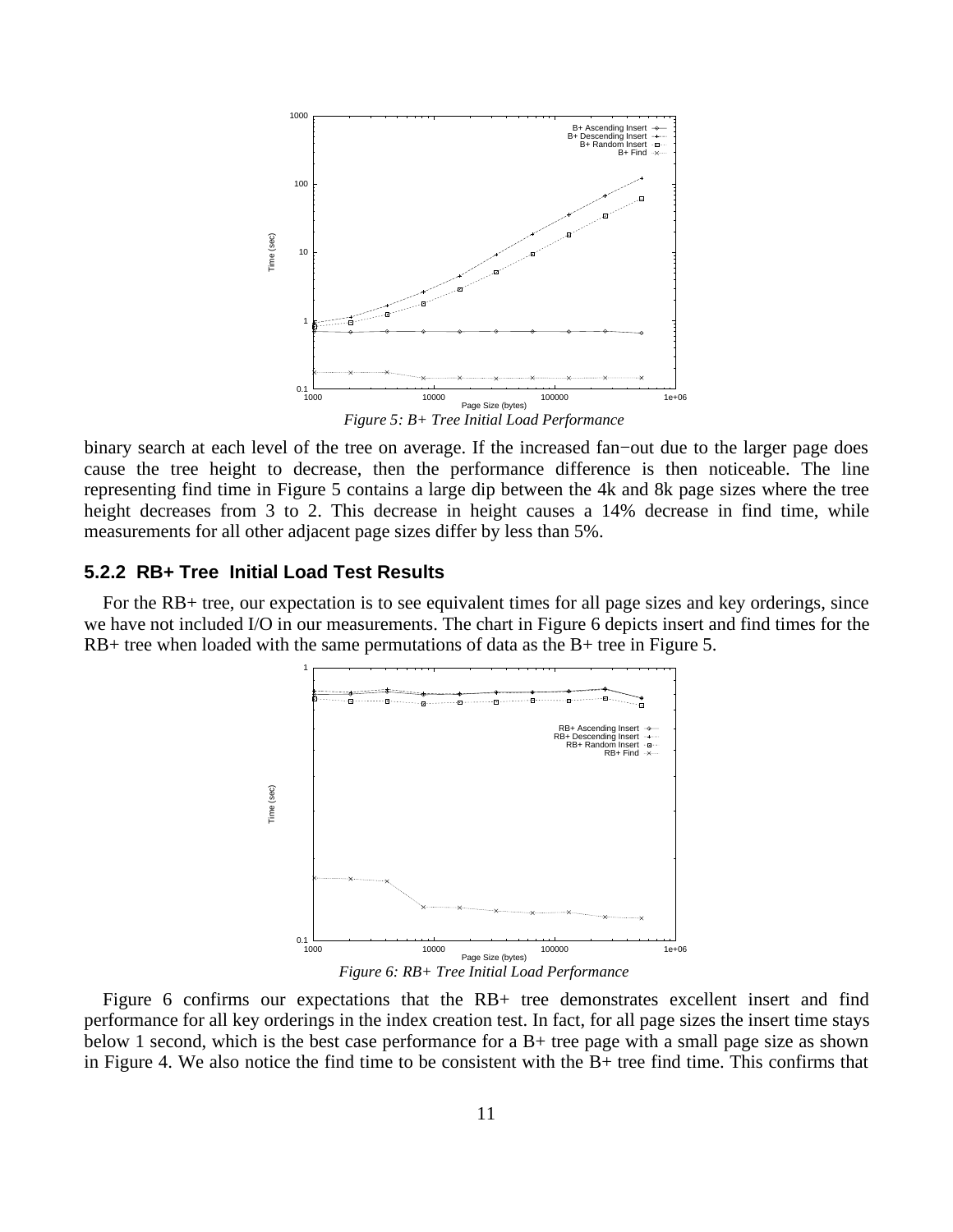*Figure 5: B+ Tree Initial Load Performance*

binary search at each level of the tree on average. If the increased fan−out due to the larger page does cause the tree height to decrease, then the performance difference is then noticeable. The line representing find time in Figure 5 contains a large dip between the 4k and 8k page sizes where the tree height decreases from 3 to 2. This decrease in height causes a 14% decrease in find time, while measurements for all other adjacent page sizes differ by less than 5%.

### 5.2.2 RB+ Tree Initial Load Test Results

For the RB+ tree, our expectation is to see equivalent times for all page sizes and key orderings, since we have not included I/O in our measurements. The chart in Figure 6 depicts insert and find times for the RB+ tree when loaded with the same permutations of data as the B+ tree in Figure 5.

*Figure 6: RB+ Tree Initial Load Performance*

Figure 6 confirms our expectations that the RB+ tree demonstrates excellent insert and find performance for all key orderings in the index creation test. In fact, for all page sizes the insert time stays below 1 second, which is the best case performance for a B+ tree page with a small page size as shown in Figure 4. We also notice the find time to be consistent with the B+ tree find time. This confirms that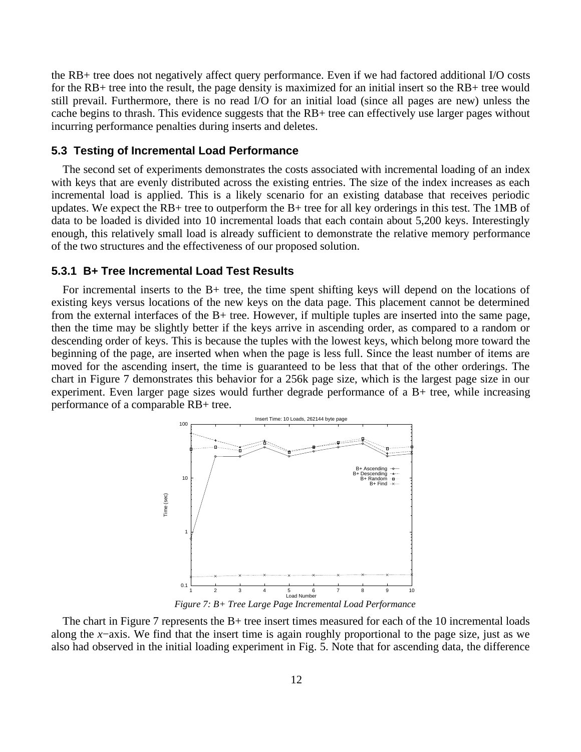the RB+ tree does not negatively affect query performance. Even if we had factored additional I/O costs for the RB+ tree into the result, the page density is maximized for an initial insert so the RB+ tree would still prevail. Furthermore, there is no read I/O for an initial load (since all pages are new) unless the cache begins to thrash. This evidence suggests that the RB+ tree can effectively use larger pages without incurring performance penalties during inserts and deletes.

### 5.3 Testing of Incremental Load Performance

The second set of experiments demonstrates the costs associated with incremental loading of an index with keys that are evenly distributed across the existing entries. The size of the index increases as each incremental load is applied. This is a likely scenario for an existing database that receives periodic updates. We expect the RB+ tree to outperform the B+ tree for all key orderings in this test. The 1MB of data to be loaded is divided into 10 incremental loads that each contain about 5,200 keys. Interestingly enough, this relatively small load is already sufficient to demonstrate the relative memory performance of the two structures and the effectiveness of our proposed solution.

#### 5.3.1 B+ Tree Incremental Load Test Results

For incremental inserts to the B+ tree, the time spent shifting keys will depend on the locations of existing keys versus locations of the new keys on the data page. This placement cannot be determined from the external interfaces of the B+ tree. However, if multiple tuples are inserted into the same page, then the time may be slightly better if the keys arrive in ascending order, as compared to a random or descending order of keys. This is because the tuples with the lowest keys, which belong more toward the beginning of the page, are inserted when when the page is less full. Since the least number of items are moved for the ascending insert, the time is guaranteed to be less that that of the other orderings. The chart in Figure 7 demonstrates this behavior for a 256k page size, which is the largest page size in our experiment. Even larger page sizes would further degrade performance of a B+ tree, while increasing performance of a comparable RB+ tree.

*Figure 7: B+ Tree Large Page Incremental Load Performance*

The chart in Figure 7 represents the B+ tree insert times measured for each of the 10 incremental loads along the *x*−axis. We find that the insert time is again roughly proportional to the page size, just as we also had observed in the initial loading experiment in Fig. 5. Note that for ascending data, the difference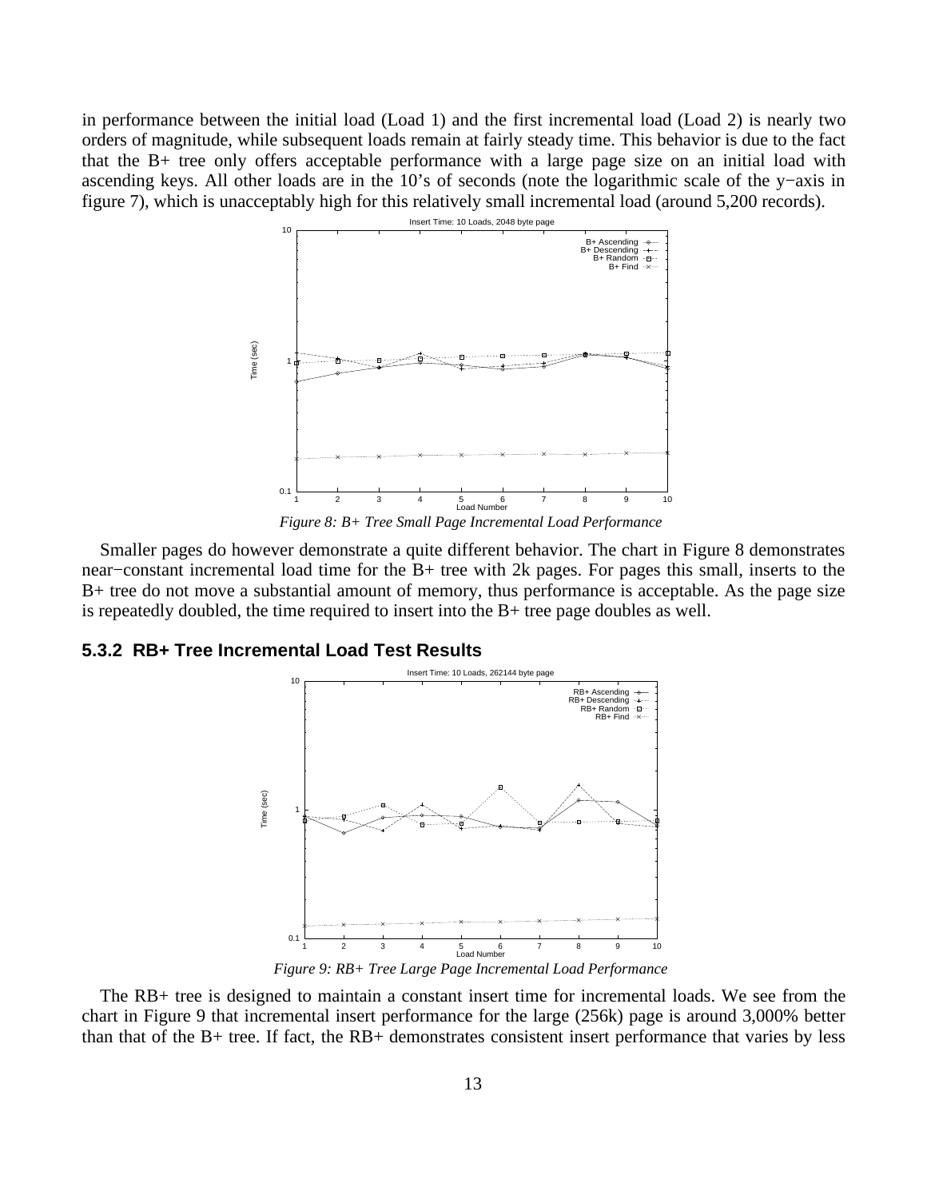in performance between the initial load (Load 1) and the first incremental load (Load 2) is nearly two orders of magnitude, while subsequent loads remain at fairly steady time. This behavior is due to the fact that the B+ tree only offers acceptable performance with a large page size on an initial load with ascending keys. All other loads are in the 10's of seconds (note the logarithmic scale of the y−axis in figure 7), which is unacceptably high for this relatively small incremental load (around 5,200 records).

*Figure 8: B+ Tree Small Page Incremental Load Performance*

Smaller pages do however demonstrate a quite different behavior. The chart in Figure 8 demonstrates near−constant incremental load time for the B+ tree with 2k pages. For pages this small, inserts to the B+ tree do not move a substantial amount of memory, thus performance is acceptable. As the page size is repeatedly doubled, the time required to insert into the B+ tree page doubles as well.

### 5.3.2 RB+ Tree Incremental Load Test Results

*Figure 9: RB+ Tree Large Page Incremental Load Performance*

The RB+ tree is designed to maintain a constant insert time for incremental loads. We see from the chart in Figure 9 that incremental insert performance for the large (256k) page is around 3,000% better than that of the B+ tree. If fact, the RB+ demonstrates consistent insert performance that varies by less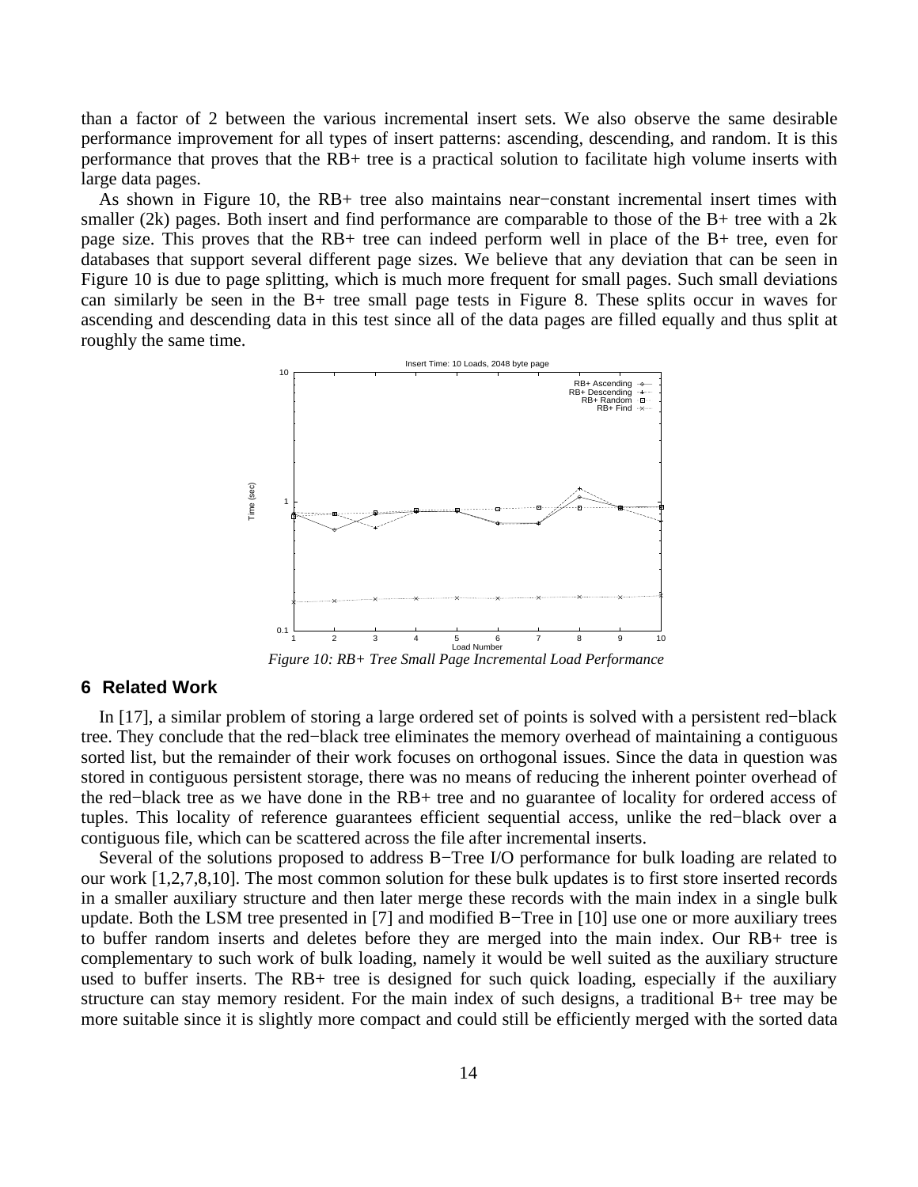than a factor of 2 between the various incremental insert sets. We also observe the same desirable performance improvement for all types of insert patterns: ascending, descending, and random. It is this performance that proves that the RB+ tree is a practical solution to facilitate high volume inserts with large data pages.

As shown in Figure 10, the RB+ tree also maintains near−constant incremental insert times with smaller (2k) pages. Both insert and find performance are comparable to those of the B+ tree with a 2k page size. This proves that the RB+ tree can indeed perform well in place of the B+ tree, even for databases that support several different page sizes. We believe that any deviation that can be seen in Figure 10 is due to page splitting, which is much more frequent for small pages. Such small deviations can similarly be seen in the B+ tree small page tests in Figure 8. These splits occur in waves for ascending and descending data in this test since all of the data pages are filled equally and thus split at roughly the same time.

*Figure 10: RB+ Tree Small Page Incremental Load Performance*

## 6 Related Work

In [17], a similar problem of storing a large ordered set of points is solved with a persistent red−black tree. They conclude that the red−black tree eliminates the memory overhead of maintaining a contiguous sorted list, but the remainder of their work focuses on orthogonal issues. Since the data in question was stored in contiguous persistent storage, there was no means of reducing the inherent pointer overhead of the red−black tree as we have done in the RB+ tree and no guarantee of locality for ordered access of tuples. This locality of reference guarantees efficient sequential access, unlike the red−black over a contiguous file, which can be scattered across the file after incremental inserts.

Several of the solutions proposed to address B−Tree I/O performance for bulk loading are related to our work [1,2,7,8,10]. The most common solution for these bulk updates is to first store inserted records in a smaller auxiliary structure and then later merge these records with the main index in a single bulk update. Both the LSM tree presented in [7] and modified B−Tree in [10] use one or more auxiliary trees to buffer random inserts and deletes before they are merged into the main index. Our RB+ tree is complementary to such work of bulk loading, namely it would be well suited as the auxiliary structure used to buffer inserts. The RB+ tree is designed for such quick loading, especially if the auxiliary structure can stay memory resident. For the main index of such designs, a traditional B+ tree may be more suitable since it is slightly more compact and could still be efficiently merged with the sorted data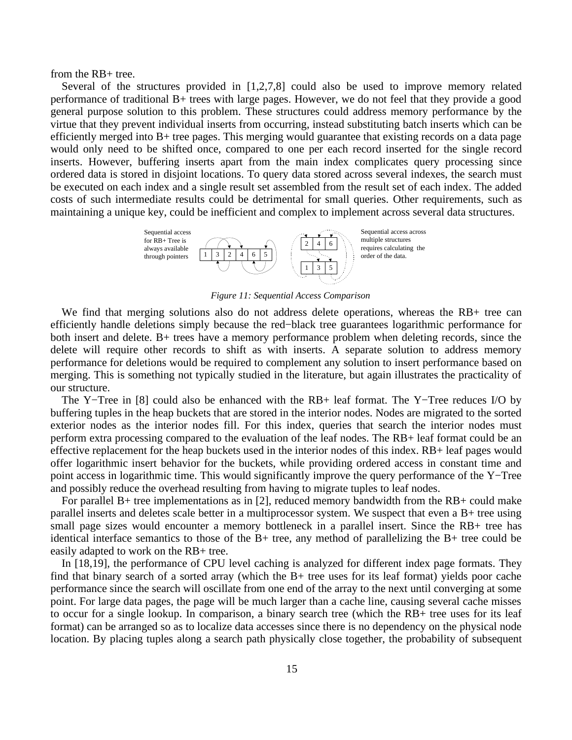from the RB+ tree.

Several of the structures provided in [1,2,7,8] could also be used to improve memory related performance of traditional B+ trees with large pages. However, we do not feel that they provide a good general purpose solution to this problem. These structures could address memory performance by the virtue that they prevent individual inserts from occurring, instead substituting batch inserts which can be efficiently merged into B+ tree pages. This merging would guarantee that existing records on a data page would only need to be shifted once, compared to one per each record inserted for the single record inserts. However, buffering inserts apart from the main index complicates query processing since ordered data is stored in disjoint locations. To query data stored across several indexes, the search must be executed on each index and a single result set assembled from the result set of each index. The added costs of such intermediate results could be detrimental for small queries. Other requirements, such as maintaining a unique key, could be inefficient and complex to implement across several data structures.

Sequential access for RB+ Tree is always available through pointers

Sequential access across multiple structures requires calculating the order of the data.

*Figure 11: Sequential Access Comparison*

We find that merging solutions also do not address delete operations, whereas the RB+ tree can efficiently handle deletions simply because the red−black tree guarantees logarithmic performance for both insert and delete. B+ trees have a memory performance problem when deleting records, since the delete will require other records to shift as with inserts. A separate solution to address memory performance for deletions would be required to complement any solution to insert performance based on merging. This is something not typically studied in the literature, but again illustrates the practicality of our structure.

The Y−Tree in [8] could also be enhanced with the RB+ leaf format. The Y−Tree reduces I/O by buffering tuples in the heap buckets that are stored in the interior nodes. Nodes are migrated to the sorted exterior nodes as the interior nodes fill. For this index, queries that search the interior nodes must perform extra processing compared to the evaluation of the leaf nodes. The RB+ leaf format could be an effective replacement for the heap buckets used in the interior nodes of this index. RB+ leaf pages would offer logarithmic insert behavior for the buckets, while providing ordered access in constant time and point access in logarithmic time. This would significantly improve the query performance of the Y−Tree and possibly reduce the overhead resulting from having to migrate tuples to leaf nodes.

For parallel B+ tree implementations as in [2], reduced memory bandwidth from the RB+ could make parallel inserts and deletes scale better in a multiprocessor system. We suspect that even a B+ tree using small page sizes would encounter a memory bottleneck in a parallel insert. Since the RB+ tree has identical interface semantics to those of the B+ tree, any method of parallelizing the B+ tree could be easily adapted to work on the RB+ tree.

In [18,19], the performance of CPU level caching is analyzed for different index page formats. They find that binary search of a sorted array (which the B+ tree uses for its leaf format) yields poor cache performance since the search will oscillate from one end of the array to the next until converging at some point. For large data pages, the page will be much larger than a cache line, causing several cache misses to occur for a single lookup. In comparison, a binary search tree (which the RB+ tree uses for its leaf format) can be arranged so as to localize data accesses since there is no dependency on the physical node location. By placing tuples along a search path physically close together, the probability of subsequent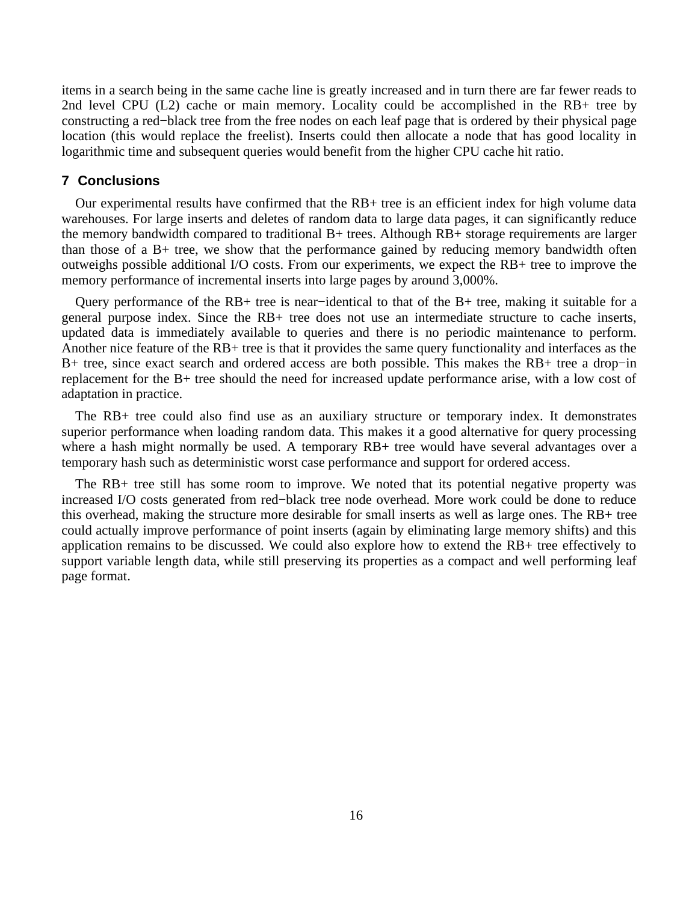items in a search being in the same cache line is greatly increased and in turn there are far fewer reads to 2nd level CPU (L2) cache or main memory. Locality could be accomplished in the RB+ tree by constructing a red−black tree from the free nodes on each leaf page that is ordered by their physical page location (this would replace the freelist). Inserts could then allocate a node that has good locality in logarithmic time and subsequent queries would benefit from the higher CPU cache hit ratio.

## 7 Conclusions

Our experimental results have confirmed that the RB+ tree is an efficient index for high volume data warehouses. For large inserts and deletes of random data to large data pages, it can significantly reduce the memory bandwidth compared to traditional B+ trees. Although RB+ storage requirements are larger than those of a B+ tree, we show that the performance gained by reducing memory bandwidth often outweighs possible additional I/O costs. From our experiments, we expect the RB+ tree to improve the memory performance of incremental inserts into large pages by around 3,000%.

Query performance of the RB+ tree is near−identical to that of the B+ tree, making it suitable for a general purpose index. Since the RB+ tree does not use an intermediate structure to cache inserts, updated data is immediately available to queries and there is no periodic maintenance to perform. Another nice feature of the RB+ tree is that it provides the same query functionality and interfaces as the B+ tree, since exact search and ordered access are both possible. This makes the RB+ tree a drop−in replacement for the B+ tree should the need for increased update performance arise, with a low cost of adaptation in practice.

The RB+ tree could also find use as an auxiliary structure or temporary index. It demonstrates superior performance when loading random data. This makes it a good alternative for query processing where a hash might normally be used. A temporary RB+ tree would have several advantages over a temporary hash such as deterministic worst case performance and support for ordered access.

The RB+ tree still has some room to improve. We noted that its potential negative property was increased I/O costs generated from red−black tree node overhead. More work could be done to reduce this overhead, making the structure more desirable for small inserts as well as large ones. The RB+ tree could actually improve performance of point inserts (again by eliminating large memory shifts) and this application remains to be discussed. We could also explore how to extend the RB+ tree effectively to support variable length data, while still preserving its properties as a compact and well performing leaf page format.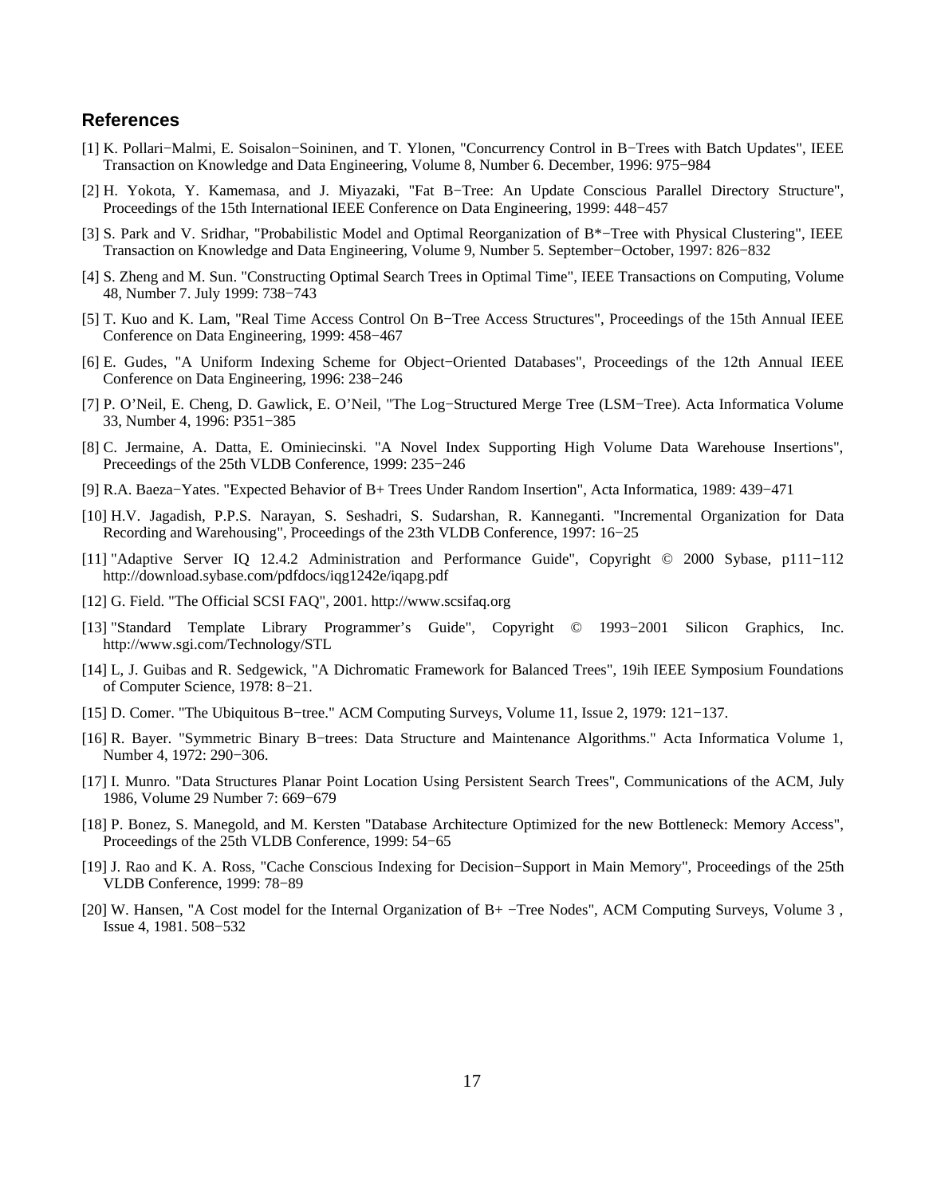## References

[1] K. Pollari−Malmi, E. Soisalon−Soininen, and T. Ylonen, "Concurrency Control in B−Trees with Batch Updates", IEEE Transaction on Knowledge and Data Engineering, Volume 8, Number 6. December, 1996: 975−984

[2] H. Yokota, Y. Kamemasa, and J. Miyazaki, "Fat B−Tree: An Update Conscious Parallel Directory Structure", Proceedings of the 15th International IEEE Conference on Data Engineering, 1999: 448−457

[3] S. Park and V. Sridhar, "Probabilistic Model and Optimal Reorganization of B*−Tree with Physical Clustering", IEEE Transaction on Knowledge and Data Engineering, Volume 9, Number 5. September−October, 1997: 826−832

[4] S. Zheng and M. Sun. "Constructing Optimal Search Trees in Optimal Time", IEEE Transactions on Computing, Volume 48, Number 7. July 1999: 738−743

[5] T. Kuo and K. Lam, "Real Time Access Control On B−Tree Access Structures", Proceedings of the 15th Annual IEEE Conference on Data Engineering, 1999: 458−467

[6] E. Gudes, "A Uniform Indexing Scheme for Object−Oriented Databases", Proceedings of the 12th Annual IEEE Conference on Data Engineering, 1996: 238−246

[7] P. O'Neil, E. Cheng, D. Gawlick, E. O'Neil, "The Log−Structured Merge Tree (LSM−Tree). Acta Informatica Volume 33, Number 4, 1996: P351−385

[8] C. Jermaine, A. Datta, E. Ominiecinski. "A Novel Index Supporting High Volume Data Warehouse Insertions", Preceedings of the 25th VLDB Conference, 1999: 235−246

[9] R.A. Baeza−Yates. "Expected Behavior of B+ Trees Under Random Insertion", Acta Informatica, 1989: 439−471

[10] H.V. Jagadish, P.P.S. Narayan, S. Seshadri, S. Sudarshan, R. Kanneganti. "Incremental Organization for Data Recording and Warehousing", Proceedings of the 23th VLDB Conference, 1997: 16−25

[11] "Adaptive Server IQ 12.4.2 Administration and Performance Guide", Copyright © 2000 Sybase, p111−112 http://download.sybase.com/pdfdocs/iqg1242e/iqapg.pdf

[12] G. Field. "The Official SCSI FAQ", 2001. http://www.scsifaq.org

[13] "Standard Template Library Programmer's Guide", Copyright © 1993−2001 Silicon Graphics, Inc. http://www.sgi.com/Technology/STL

[14] L, J. Guibas and R. Sedgewick, "A Dichromatic Framework for Balanced Trees", 19ih IEEE Symposium Foundations of Computer Science, 1978: 8−21.

[15] D. Comer. "The Ubiquitous B−tree." ACM Computing Surveys, Volume 11, Issue 2, 1979: 121−137.

[16] R. Bayer. "Symmetric Binary B−trees: Data Structure and Maintenance Algorithms." Acta Informatica Volume 1, Number 4, 1972: 290−306.

[17] I. Munro. "Data Structures Planar Point Location Using Persistent Search Trees", Communications of the ACM, July 1986, Volume 29 Number 7: 669−679

[18] P. Bonez, S. Manegold, and M. Kersten "Database Architecture Optimized for the new Bottleneck: Memory Access", Proceedings of the 25th VLDB Conference, 1999: 54−65

[19] J. Rao and K. A. Ross, "Cache Conscious Indexing for Decision−Support in Main Memory", Proceedings of the 25th VLDB Conference, 1999: 78−89

[20] W. Hansen, "A Cost model for the Internal Organization of B+ −Tree Nodes", ACM Computing Surveys, Volume 3 , Issue 4, 1981. 508−532